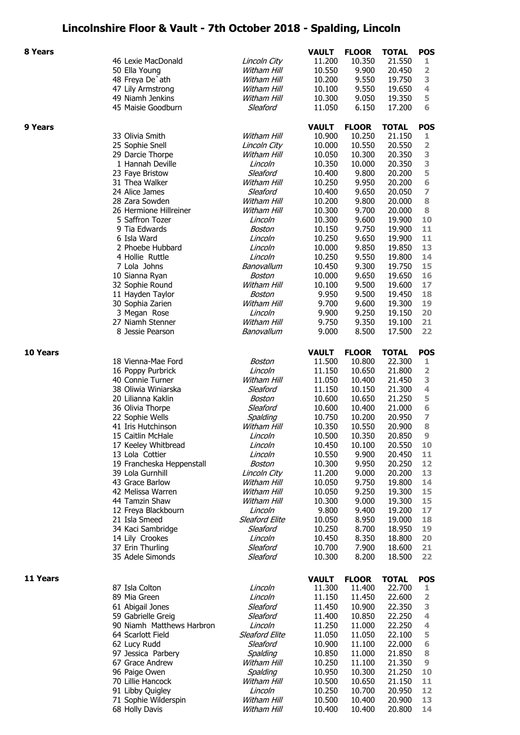# Lincolnshire Floor & Vault - 7th October 2018 - Spalding, Lincoln

## 8 Years

| No. | Name | Club | VAULT | FLOOR | TOTAL | POS |
|---|---|---|---|---|---|---|
| 46 | Lexie MacDonald | *Lincoln City* | 11.200 | 10.350 | 21.550 | 1 |
| 50 | Ella Young | *Witham Hill* | 10.550 | 9.900 | 20.450 | 2 |
| 48 | Freya De`ath | *Witham Hill* | 10.200 | 9.550 | 19.750 | 3 |
| 47 | Lily Armstrong | *Witham Hill* | 10.100 | 9.550 | 19.650 | 4 |
| 49 | Niamh Jenkins | *Witham Hill* | 10.300 | 9.050 | 19.350 | 5 |
| 45 | Maisie Goodburn | *Sleaford* | 11.050 | 6.150 | 17.200 | 6 |

## 9 Years

| No. | Name | Club | VAULT | FLOOR | TOTAL | POS |
|---|---|---|---|---|---|---|
| 33 | Olivia Smith | *Witham Hill* | 10.900 | 10.250 | 21.150 | 1 |
| 25 | Sophie Snell | *Lincoln City* | 10.000 | 10.550 | 20.550 | 2 |
| 29 | Darcie Thorpe | *Witham Hill* | 10.050 | 10.300 | 20.350 | 3 |
| 1 | Hannah Deville | *Lincoln* | 10.350 | 10.000 | 20.350 | 3 |
| 23 | Faye Bristow | *Sleaford* | 10.400 | 9.800 | 20.200 | 5 |
| 31 | Thea Walker | *Witham Hill* | 10.250 | 9.950 | 20.200 | 6 |
| 24 | Alice James | *Sleaford* | 10.400 | 9.650 | 20.050 | 7 |
| 28 | Zara Sowden | *Witham Hill* | 10.200 | 9.800 | 20.000 | 8 |
| 26 | Hermione Hillreiner | *Witham Hill* | 10.300 | 9.700 | 20.000 | 8 |
| 5 | Saffron Tozer | *Lincoln* | 10.300 | 9.600 | 19.900 | 10 |
| 9 | Tia Edwards | *Boston* | 10.150 | 9.750 | 19.900 | 11 |
| 6 | Isla Ward | *Lincoln* | 10.250 | 9.650 | 19.900 | 11 |
| 2 | Phoebe Hubbard | *Lincoln* | 10.000 | 9.850 | 19.850 | 13 |
| 4 | Hollie Ruttle | *Lincoln* | 10.250 | 9.550 | 19.800 | 14 |
| 7 | Lola Johns | *Banovallum* | 10.450 | 9.300 | 19.750 | 15 |
| 10 | Sianna Ryan | *Boston* | 10.000 | 9.650 | 19.650 | 16 |
| 32 | Sophie Round | *Witham Hill* | 10.100 | 9.500 | 19.600 | 17 |
| 11 | Hayden Taylor | *Boston* | 9.950 | 9.500 | 19.450 | 18 |
| 30 | Sophia Zarien | *Witham Hill* | 9.700 | 9.600 | 19.300 | 19 |
| 3 | Megan Rose | *Lincoln* | 9.900 | 9.250 | 19.150 | 20 |
| 27 | Niamh Stenner | *Witham Hill* | 9.750 | 9.350 | 19.100 | 21 |
| 8 | Jessie Pearson | *Banovallum* | 9.000 | 8.500 | 17.500 | 22 |

## 10 Years

| No. | Name | Club | VAULT | FLOOR | TOTAL | POS |
|---|---|---|---|---|---|---|
| 18 | Vienna-Mae Ford | *Boston* | 11.500 | 10.800 | 22.300 | 1 |
| 16 | Poppy Purbrick | *Lincoln* | 11.150 | 10.650 | 21.800 | 2 |
| 40 | Connie Turner | *Witham Hill* | 11.050 | 10.400 | 21.450 | 3 |
| 38 | Oliwia Winiarska | *Sleaford* | 11.150 | 10.150 | 21.300 | 4 |
| 20 | Lilianna Kaklin | *Boston* | 10.600 | 10.650 | 21.250 | 5 |
| 36 | Olivia Thorpe | *Sleaford* | 10.600 | 10.400 | 21.000 | 6 |
| 22 | Sophie Wells | *Spalding* | 10.750 | 10.200 | 20.950 | 7 |
| 41 | Iris Hutchinson | *Witham Hill* | 10.350 | 10.550 | 20.900 | 8 |
| 15 | Caitlin McHale | *Lincoln* | 10.500 | 10.350 | 20.850 | 9 |
| 17 | Keeley Whitbread | *Lincoln* | 10.450 | 10.100 | 20.550 | 10 |
| 13 | Lola Cottier | *Lincoln* | 10.550 | 9.900 | 20.450 | 11 |
| 19 | Francheska Heppenstall | *Boston* | 10.300 | 9.950 | 20.250 | 12 |
| 39 | Lola Gurnhill | *Lincoln City* | 11.200 | 9.000 | 20.200 | 13 |
| 43 | Grace Barlow | *Witham Hill* | 10.050 | 9.750 | 19.800 | 14 |
| 42 | Melissa Warren | *Witham Hill* | 10.050 | 9.250 | 19.300 | 15 |
| 44 | Tamzin Shaw | *Witham Hill* | 10.300 | 9.000 | 19.300 | 15 |
| 12 | Freya Blackbourn | *Lincoln* | 9.800 | 9.400 | 19.200 | 17 |
| 21 | Isla Smeed | *Sleaford Elite* | 10.050 | 8.950 | 19.000 | 18 |
| 34 | Kaci Sambridge | *Sleaford* | 10.250 | 8.700 | 18.950 | 19 |
| 14 | Lily Crookes | *Lincoln* | 10.450 | 8.350 | 18.800 | 20 |
| 37 | Erin Thurling | *Sleaford* | 10.700 | 7.900 | 18.600 | 21 |
| 35 | Adele Simonds | *Sleaford* | 10.300 | 8.200 | 18.500 | 22 |

## 11 Years

| No. | Name | Club | VAULT | FLOOR | TOTAL | POS |
|---|---|---|---|---|---|---|
| 87 | Isla Colton | *Lincoln* | 11.300 | 11.400 | 22.700 | 1 |
| 89 | Mia Green | *Lincoln* | 11.150 | 11.450 | 22.600 | 2 |
| 61 | Abigail Jones | *Sleaford* | 11.450 | 10.900 | 22.350 | 3 |
| 59 | Gabrielle Greig | *Sleaford* | 11.400 | 10.850 | 22.250 | 4 |
| 90 | Niamh Matthews Harbron | *Lincoln* | 11.250 | 11.000 | 22.250 | 4 |
| 64 | Scarlott Field | *Sleaford Elite* | 11.050 | 11.050 | 22.100 | 5 |
| 62 | Lucy Rudd | *Sleaford* | 10.900 | 11.100 | 22.000 | 6 |
| 97 | Jessica Parbery | *Spalding* | 10.850 | 11.000 | 21.850 | 8 |
| 67 | Grace Andrew | *Witham Hill* | 10.250 | 11.100 | 21.350 | 9 |
| 96 | Paige Owen | *Spalding* | 10.950 | 10.300 | 21.250 | 10 |
| 70 | Lillie Hancock | *Witham Hill* | 10.500 | 10.650 | 21.150 | 11 |
| 91 | Libby Quigley | *Lincoln* | 10.250 | 10.700 | 20.950 | 12 |
| 71 | Sophie Wilderspin | *Witham Hill* | 10.500 | 10.400 | 20.900 | 13 |
| 68 | Holly Davis | *Witham Hill* | 10.400 | 10.400 | 20.800 | 14 |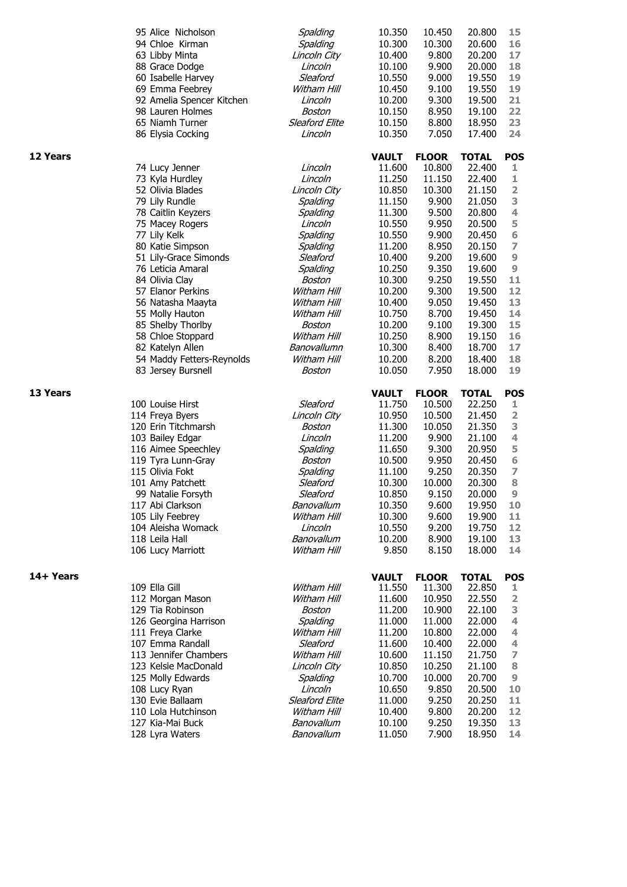| | Club | VAULT | FLOOR | TOTAL | POS |
|---|---|---|---|---|---|
| 95 Alice Nicholson | *Spalding* | 10.350 | 10.450 | 20.800 | 15 |
| 94 Chloe Kirman | *Spalding* | 10.300 | 10.300 | 20.600 | 16 |
| 63 Libby Minta | *Lincoln City* | 10.400 | 9.800 | 20.200 | 17 |
| 88 Grace Dodge | *Lincoln* | 10.100 | 9.900 | 20.000 | 18 |
| 60 Isabelle Harvey | *Sleaford* | 10.550 | 9.000 | 19.550 | 19 |
| 69 Emma Feebrey | *Witham Hill* | 10.450 | 9.100 | 19.550 | 19 |
| 92 Amelia Spencer Kitchen | *Lincoln* | 10.200 | 9.300 | 19.500 | 21 |
| 98 Lauren Holmes | *Boston* | 10.150 | 8.950 | 19.100 | 22 |
| 65 Niamh Turner | *Sleaford Elite* | 10.150 | 8.800 | 18.950 | 23 |
| 86 Elysia Cocking | *Lincoln* | 10.350 | 7.050 | 17.400 | 24 |

## 12 Years

| | Club | VAULT | FLOOR | TOTAL | POS |
|---|---|---|---|---|---|
| 74 Lucy Jenner | *Lincoln* | 11.600 | 10.800 | 22.400 | 1 |
| 73 Kyla Hurdley | *Lincoln* | 11.250 | 11.150 | 22.400 | 1 |
| 52 Olivia Blades | *Lincoln City* | 10.850 | 10.300 | 21.150 | 2 |
| 79 Lily Rundle | *Spalding* | 11.150 | 9.900 | 21.050 | 3 |
| 78 Caitlin Keyzers | *Spalding* | 11.300 | 9.500 | 20.800 | 4 |
| 75 Macey Rogers | *Lincoln* | 10.550 | 9.950 | 20.500 | 5 |
| 77 Lily Kelk | *Spalding* | 10.550 | 9.900 | 20.450 | 6 |
| 80 Katie Simpson | *Spalding* | 11.200 | 8.950 | 20.150 | 7 |
| 51 Lily-Grace Simonds | *Sleaford* | 10.400 | 9.200 | 19.600 | 9 |
| 76 Leticia Amaral | *Spalding* | 10.250 | 9.350 | 19.600 | 9 |
| 84 Olivia Clay | *Boston* | 10.300 | 9.250 | 19.550 | 11 |
| 57 Elanor Perkins | *Witham Hill* | 10.200 | 9.300 | 19.500 | 12 |
| 56 Natasha Maayta | *Witham Hill* | 10.400 | 9.050 | 19.450 | 13 |
| 55 Molly Hauton | *Witham Hill* | 10.750 | 8.700 | 19.450 | 14 |
| 85 Shelby Thorlby | *Boston* | 10.200 | 9.100 | 19.300 | 15 |
| 58 Chloe Stoppard | *Witham Hill* | 10.250 | 8.900 | 19.150 | 16 |
| 82 Katelyn Allen | *Banovallumn* | 10.300 | 8.400 | 18.700 | 17 |
| 54 Maddy Fetters-Reynolds | *Witham Hill* | 10.200 | 8.200 | 18.400 | 18 |
| 83 Jersey Bursnell | *Boston* | 10.050 | 7.950 | 18.000 | 19 |

## 13 Years

| | Club | VAULT | FLOOR | TOTAL | POS |
|---|---|---|---|---|---|
| 100 Louise Hirst | *Sleaford* | 11.750 | 10.500 | 22.250 | 1 |
| 114 Freya Byers | *Lincoln City* | 10.950 | 10.500 | 21.450 | 2 |
| 120 Erin Titchmarsh | *Boston* | 11.300 | 10.050 | 21.350 | 3 |
| 103 Bailey Edgar | *Lincoln* | 11.200 | 9.900 | 21.100 | 4 |
| 116 Aimee Speechley | *Spalding* | 11.650 | 9.300 | 20.950 | 5 |
| 119 Tyra Lunn-Gray | *Boston* | 10.500 | 9.950 | 20.450 | 6 |
| 115 Olivia Fokt | *Spalding* | 11.100 | 9.250 | 20.350 | 7 |
| 101 Amy Patchett | *Sleaford* | 10.300 | 10.000 | 20.300 | 8 |
| 99 Natalie Forsyth | *Sleaford* | 10.850 | 9.150 | 20.000 | 9 |
| 117 Abi Clarkson | *Banovallum* | 10.350 | 9.600 | 19.950 | 10 |
| 105 Lily Feebrey | *Witham Hill* | 10.300 | 9.600 | 19.900 | 11 |
| 104 Aleisha Womack | *Lincoln* | 10.550 | 9.200 | 19.750 | 12 |
| 118 Leila Hall | *Banovallum* | 10.200 | 8.900 | 19.100 | 13 |
| 106 Lucy Marriott | *Witham Hill* | 9.850 | 8.150 | 18.000 | 14 |

## 14+ Years

| | Club | VAULT | FLOOR | TOTAL | POS |
|---|---|---|---|---|---|
| 109 Ella Gill | *Witham Hill* | 11.550 | 11.300 | 22.850 | 1 |
| 112 Morgan Mason | *Witham Hill* | 11.600 | 10.950 | 22.550 | 2 |
| 129 Tia Robinson | *Boston* | 11.200 | 10.900 | 22.100 | 3 |
| 126 Georgina Harrison | *Spalding* | 11.000 | 11.000 | 22.000 | 4 |
| 111 Freya Clarke | *Witham Hill* | 11.200 | 10.800 | 22.000 | 4 |
| 107 Emma Randall | *Sleaford* | 11.600 | 10.400 | 22.000 | 4 |
| 113 Jennifer Chambers | *Witham Hill* | 10.600 | 11.150 | 21.750 | 7 |
| 123 Kelsie MacDonald | *Lincoln City* | 10.850 | 10.250 | 21.100 | 8 |
| 125 Molly Edwards | *Spalding* | 10.700 | 10.000 | 20.700 | 9 |
| 108 Lucy Ryan | *Lincoln* | 10.650 | 9.850 | 20.500 | 10 |
| 130 Evie Ballaam | *Sleaford Elite* | 11.000 | 9.250 | 20.250 | 11 |
| 110 Lola Hutchinson | *Witham Hill* | 10.400 | 9.800 | 20.200 | 12 |
| 127 Kia-Mai Buck | *Banovallum* | 10.100 | 9.250 | 19.350 | 13 |
| 128 Lyra Waters | *Banovallum* | 11.050 | 7.900 | 18.950 | 14 |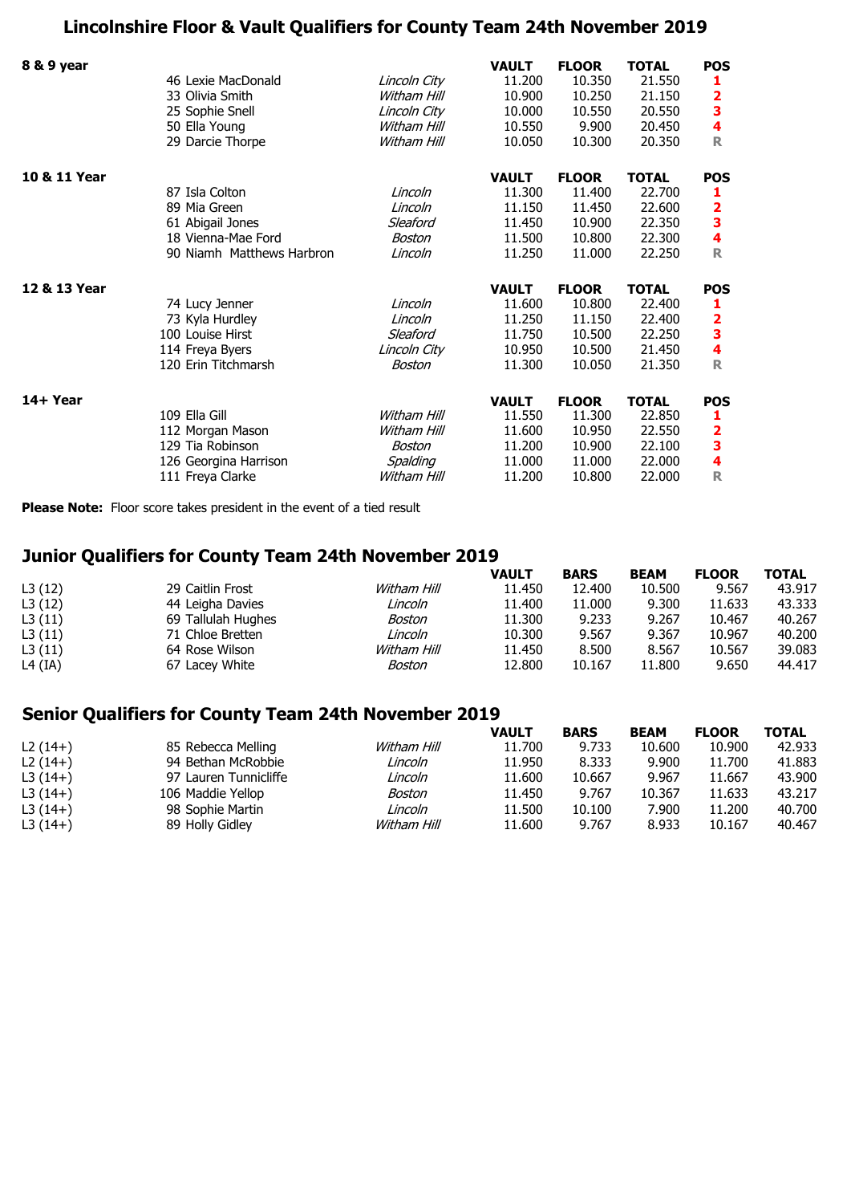# Lincolnshire Floor & Vault Qualifiers for County Team 24th November 2019

| 8 & 9 year | | | VAULT | FLOOR | TOTAL | POS |
|---|---|---|---|---|---|---|
| | 46 Lexie MacDonald | *Lincoln City* | 11.200 | 10.350 | 21.550 | 1 |
| | 33 Olivia Smith | *Witham Hill* | 10.900 | 10.250 | 21.150 | 2 |
| | 25 Sophie Snell | *Lincoln City* | 10.000 | 10.550 | 20.550 | 3 |
| | 50 Ella Young | *Witham Hill* | 10.550 | 9.900 | 20.450 | 4 |
| | 29 Darcie Thorpe | *Witham Hill* | 10.050 | 10.300 | 20.350 | R |

| 10 & 11 Year | | | VAULT | FLOOR | TOTAL | POS |
|---|---|---|---|---|---|---|
| | 87 Isla Colton | *Lincoln* | 11.300 | 11.400 | 22.700 | 1 |
| | 89 Mia Green | *Lincoln* | 11.150 | 11.450 | 22.600 | 2 |
| | 61 Abigail Jones | *Sleaford* | 11.450 | 10.900 | 22.350 | 3 |
| | 18 Vienna-Mae Ford | *Boston* | 11.500 | 10.800 | 22.300 | 4 |
| | 90 Niamh Matthews Harbron | *Lincoln* | 11.250 | 11.000 | 22.250 | R |

| 12 & 13 Year | | | VAULT | FLOOR | TOTAL | POS |
|---|---|---|---|---|---|---|
| | 74 Lucy Jenner | *Lincoln* | 11.600 | 10.800 | 22.400 | 1 |
| | 73 Kyla Hurdley | *Lincoln* | 11.250 | 11.150 | 22.400 | 2 |
| | 100 Louise Hirst | *Sleaford* | 11.750 | 10.500 | 22.250 | 3 |
| | 114 Freya Byers | *Lincoln City* | 10.950 | 10.500 | 21.450 | 4 |
| | 120 Erin Titchmarsh | *Boston* | 11.300 | 10.050 | 21.350 | R |

| 14+ Year | | | VAULT | FLOOR | TOTAL | POS |
|---|---|---|---|---|---|---|
| | 109 Ella Gill | *Witham Hill* | 11.550 | 11.300 | 22.850 | 1 |
| | 112 Morgan Mason | *Witham Hill* | 11.600 | 10.950 | 22.550 | 2 |
| | 129 Tia Robinson | *Boston* | 11.200 | 10.900 | 22.100 | 3 |
| | 126 Georgina Harrison | *Spalding* | 11.000 | 11.000 | 22.000 | 4 |
| | 111 Freya Clarke | *Witham Hill* | 11.200 | 10.800 | 22.000 | R |

**Please Note:** Floor score takes president in the event of a tied result

## Junior Qualifiers for County Team 24th November 2019

| | | | VAULT | BARS | BEAM | FLOOR | TOTAL |
|---|---|---|---|---|---|---|---|
| L3 (12) | 29 Caitlin Frost | *Witham Hill* | 11.450 | 12.400 | 10.500 | 9.567 | 43.917 |
| L3 (12) | 44 Leigha Davies | *Lincoln* | 11.400 | 11.000 | 9.300 | 11.633 | 43.333 |
| L3 (11) | 69 Tallulah Hughes | *Boston* | 11.300 | 9.233 | 9.267 | 10.467 | 40.267 |
| L3 (11) | 71 Chloe Bretten | *Lincoln* | 10.300 | 9.567 | 9.367 | 10.967 | 40.200 |
| L3 (11) | 64 Rose Wilson | *Witham Hill* | 11.450 | 8.500 | 8.567 | 10.567 | 39.083 |
| L4 (IA) | 67 Lacey White | *Boston* | 12.800 | 10.167 | 11.800 | 9.650 | 44.417 |

## Senior Qualifiers for County Team 24th November 2019

| | | | VAULT | BARS | BEAM | FLOOR | TOTAL |
|---|---|---|---|---|---|---|---|
| L2 (14+) | 85 Rebecca Melling | *Witham Hill* | 11.700 | 9.733 | 10.600 | 10.900 | 42.933 |
| L2 (14+) | 94 Bethan McRobbie | *Lincoln* | 11.950 | 8.333 | 9.900 | 11.700 | 41.883 |
| L3 (14+) | 97 Lauren Tunnicliffe | *Lincoln* | 11.600 | 10.667 | 9.967 | 11.667 | 43.900 |
| L3 (14+) | 106 Maddie Yellop | *Boston* | 11.450 | 9.767 | 10.367 | 11.633 | 43.217 |
| L3 (14+) | 98 Sophie Martin | *Lincoln* | 11.500 | 10.100 | 7.900 | 11.200 | 40.700 |
| L3 (14+) | 89 Holly Gidley | *Witham Hill* | 11.600 | 9.767 | 8.933 | 10.167 | 40.467 |